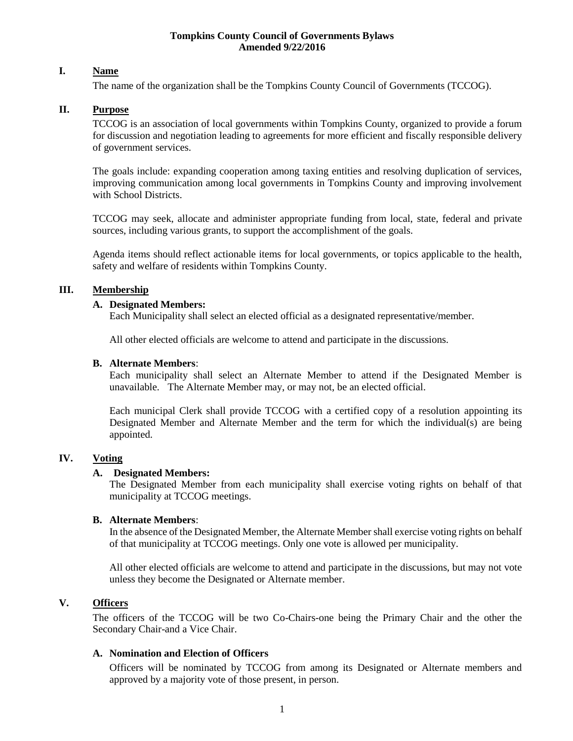# Tompkins County Council of Governments Bylaws
**Amended 9/22/2016**

## I. Name

The name of the organization shall be the Tompkins County Council of Governments (TCCOG).

## II. Purpose

TCCOG is an association of local governments within Tompkins County, organized to provide a forum for discussion and negotiation leading to agreements for more efficient and fiscally responsible delivery of government services.

The goals include: expanding cooperation among taxing entities and resolving duplication of services, improving communication among local governments in Tompkins County and improving involvement with School Districts.

TCCOG may seek, allocate and administer appropriate funding from local, state, federal and private sources, including various grants, to support the accomplishment of the goals.

Agenda items should reflect actionable items for local governments, or topics applicable to the health, safety and welfare of residents within Tompkins County.

## III. Membership

### A. Designated Members:

Each Municipality shall select an elected official as a designated representative/member.

All other elected officials are welcome to attend and participate in the discussions.

### B. Alternate Members:

Each municipality shall select an Alternate Member to attend if the Designated Member is unavailable. The Alternate Member may, or may not, be an elected official.

Each municipal Clerk shall provide TCCOG with a certified copy of a resolution appointing its Designated Member and Alternate Member and the term for which the individual(s) are being appointed.

## IV. Voting

### A. Designated Members:

The Designated Member from each municipality shall exercise voting rights on behalf of that municipality at TCCOG meetings.

### B. Alternate Members:

In the absence of the Designated Member, the Alternate Member shall exercise voting rights on behalf of that municipality at TCCOG meetings. Only one vote is allowed per municipality.

All other elected officials are welcome to attend and participate in the discussions, but may not vote unless they become the Designated or Alternate member.

## V. Officers

The officers of the TCCOG will be two Co-Chairs-one being the Primary Chair and the other the Secondary Chair-and a Vice Chair.

### A. Nomination and Election of Officers

Officers will be nominated by TCCOG from among its Designated or Alternate members and approved by a majority vote of those present, in person.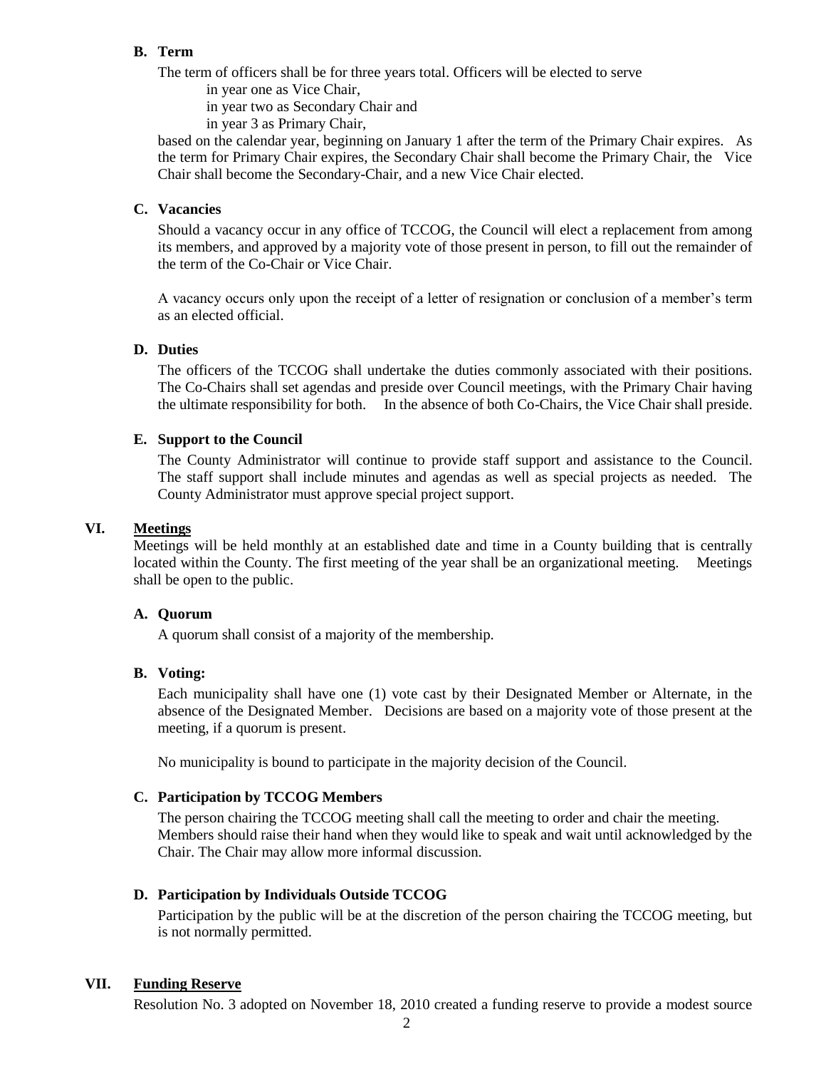### B. Term

The term of officers shall be for three years total. Officers will be elected to serve

in year one as Vice Chair,

in year two as Secondary Chair and

in year 3 as Primary Chair,

based on the calendar year, beginning on January 1 after the term of the Primary Chair expires. As the term for Primary Chair expires, the Secondary Chair shall become the Primary Chair, the Vice Chair shall become the Secondary-Chair, and a new Vice Chair elected.

### C. Vacancies

Should a vacancy occur in any office of TCCOG, the Council will elect a replacement from among its members, and approved by a majority vote of those present in person, to fill out the remainder of the term of the Co-Chair or Vice Chair.

A vacancy occurs only upon the receipt of a letter of resignation or conclusion of a member's term as an elected official.

### D. Duties

The officers of the TCCOG shall undertake the duties commonly associated with their positions. The Co-Chairs shall set agendas and preside over Council meetings, with the Primary Chair having the ultimate responsibility for both. In the absence of both Co-Chairs, the Vice Chair shall preside.

### E. Support to the Council

The County Administrator will continue to provide staff support and assistance to the Council. The staff support shall include minutes and agendas as well as special projects as needed. The County Administrator must approve special project support.

## VI. Meetings

Meetings will be held monthly at an established date and time in a County building that is centrally located within the County. The first meeting of the year shall be an organizational meeting. Meetings shall be open to the public.

### A. Quorum

A quorum shall consist of a majority of the membership.

### B. Voting:

Each municipality shall have one (1) vote cast by their Designated Member or Alternate, in the absence of the Designated Member. Decisions are based on a majority vote of those present at the meeting, if a quorum is present.

No municipality is bound to participate in the majority decision of the Council.

### C. Participation by TCCOG Members

The person chairing the TCCOG meeting shall call the meeting to order and chair the meeting. Members should raise their hand when they would like to speak and wait until acknowledged by the Chair. The Chair may allow more informal discussion.

### D. Participation by Individuals Outside TCCOG

Participation by the public will be at the discretion of the person chairing the TCCOG meeting, but is not normally permitted.

## VII. Funding Reserve

Resolution No. 3 adopted on November 18, 2010 created a funding reserve to provide a modest source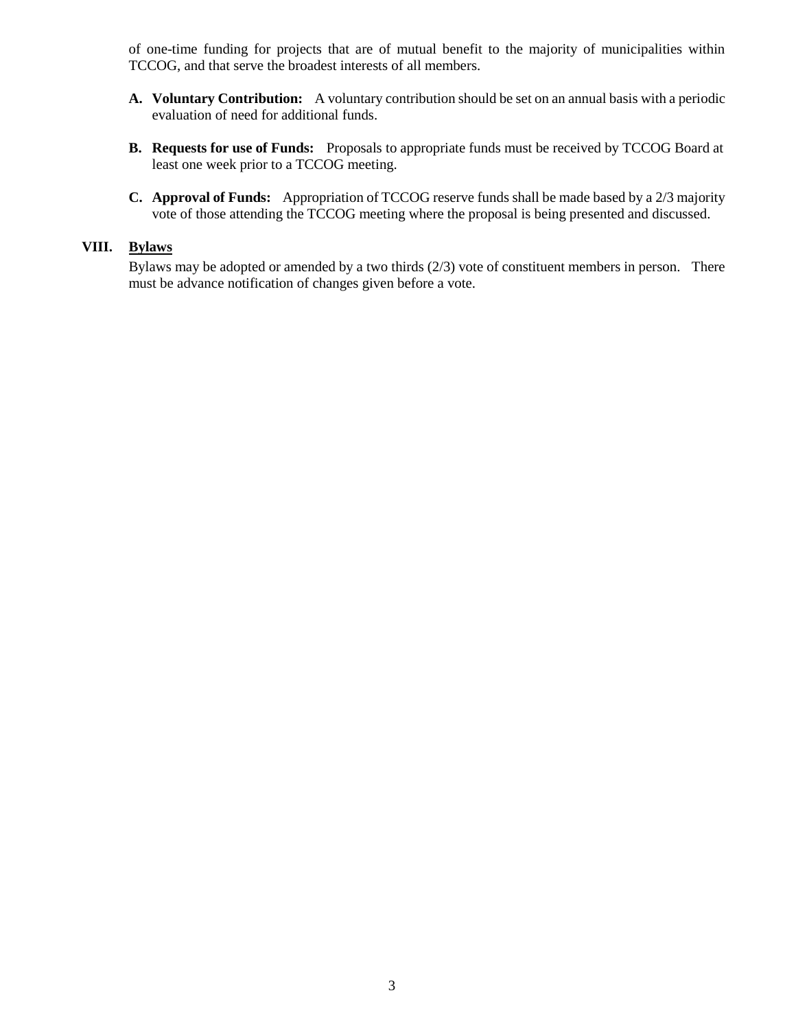of one-time funding for projects that are of mutual benefit to the majority of municipalities within TCCOG, and that serve the broadest interests of all members.

**A. Voluntary Contribution:** A voluntary contribution should be set on an annual basis with a periodic evaluation of need for additional funds.

**B. Requests for use of Funds:** Proposals to appropriate funds must be received by TCCOG Board at least one week prior to a TCCOG meeting.

**C. Approval of Funds:** Appropriation of TCCOG reserve funds shall be made based by a 2/3 majority vote of those attending the TCCOG meeting where the proposal is being presented and discussed.

## VIII. Bylaws

Bylaws may be adopted or amended by a two thirds (2/3) vote of constituent members in person. There must be advance notification of changes given before a vote.